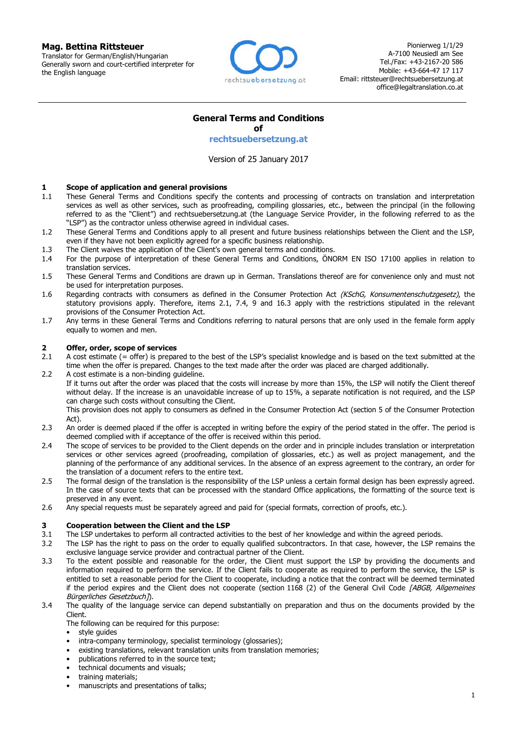**Mag. Bettina Rittsteuer**
Translator for German/English/Hungarian
Generally sworn and court-certified interpreter for the English language

Pionierweg 1/1/29
A-7100 Neusiedl am See
Tel./Fax: +43-2167-20 586
Mobile: +43-664-47 17 117
Email: rittsteuer@rechtsuebersetzung.at
office@legaltranslation.co.at

# General Terms and Conditions of rechtsuebersetzung.at

Version of 25 January 2017

## 1 Scope of application and general provisions

1.1 These General Terms and Conditions specify the contents and processing of contracts on translation and interpretation services as well as other services, such as proofreading, compiling glossaries, etc., between the principal (in the following referred to as the "Client") and rechtsuebersetzung.at (the Language Service Provider, in the following referred to as the "LSP") as the contractor unless otherwise agreed in individual cases.

1.2 These General Terms and Conditions apply to all present and future business relationships between the Client and the LSP, even if they have not been explicitly agreed for a specific business relationship.

1.3 The Client waives the application of the Client's own general terms and conditions.

1.4 For the purpose of interpretation of these General Terms and Conditions, ÖNORM EN ISO 17100 applies in relation to translation services.

1.5 These General Terms and Conditions are drawn up in German. Translations thereof are for convenience only and must not be used for interpretation purposes.

1.6 Regarding contracts with consumers as defined in the Consumer Protection Act *(KSchG, Konsumentenschutzgesetz)*, the statutory provisions apply. Therefore, items 2.1, 7.4, 9 and 16.3 apply with the restrictions stipulated in the relevant provisions of the Consumer Protection Act.

1.7 Any terms in these General Terms and Conditions referring to natural persons that are only used in the female form apply equally to women and men.

## 2 Offer, order, scope of services

2.1 A cost estimate (= offer) is prepared to the best of the LSP's specialist knowledge and is based on the text submitted at the time when the offer is prepared. Changes to the text made after the order was placed are charged additionally.

2.2 A cost estimate is a non-binding guideline.
If it turns out after the order was placed that the costs will increase by more than 15%, the LSP will notify the Client thereof without delay. If the increase is an unavoidable increase of up to 15%, a separate notification is not required, and the LSP can charge such costs without consulting the Client.
This provision does not apply to consumers as defined in the Consumer Protection Act (section 5 of the Consumer Protection Act).

2.3 An order is deemed placed if the offer is accepted in writing before the expiry of the period stated in the offer. The period is deemed complied with if acceptance of the offer is received within this period.

2.4 The scope of services to be provided to the Client depends on the order and in principle includes translation or interpretation services or other services agreed (proofreading, compilation of glossaries, etc.) as well as project management, and the planning of the performance of any additional services. In the absence of an express agreement to the contrary, an order for the translation of a document refers to the entire text.

2.5 The formal design of the translation is the responsibility of the LSP unless a certain formal design has been expressly agreed. In the case of source texts that can be processed with the standard Office applications, the formatting of the source text is preserved in any event.

2.6 Any special requests must be separately agreed and paid for (special formats, correction of proofs, etc.).

## 3 Cooperation between the Client and the LSP

3.1 The LSP undertakes to perform all contracted activities to the best of her knowledge and within the agreed periods.

3.2 The LSP has the right to pass on the order to equally qualified subcontractors. In that case, however, the LSP remains the exclusive language service provider and contractual partner of the Client.

3.3 To the extent possible and reasonable for the order, the Client must support the LSP by providing the documents and information required to perform the service. If the Client fails to cooperate as required to perform the service, the LSP is entitled to set a reasonable period for the Client to cooperate, including a notice that the contract will be deemed terminated if the period expires and the Client does not cooperate (section 1168 (2) of the General Civil Code *[ABGB, Allgemeines Bürgerliches Gesetzbuch]*).

3.4 The quality of the language service can depend substantially on preparation and thus on the documents provided by the Client.
The following can be required for this purpose:

- style guides
- intra-company terminology, specialist terminology (glossaries);
- existing translations, relevant translation units from translation memories;
- publications referred to in the source text;
- technical documents and visuals;
- training materials;
- manuscripts and presentations of talks;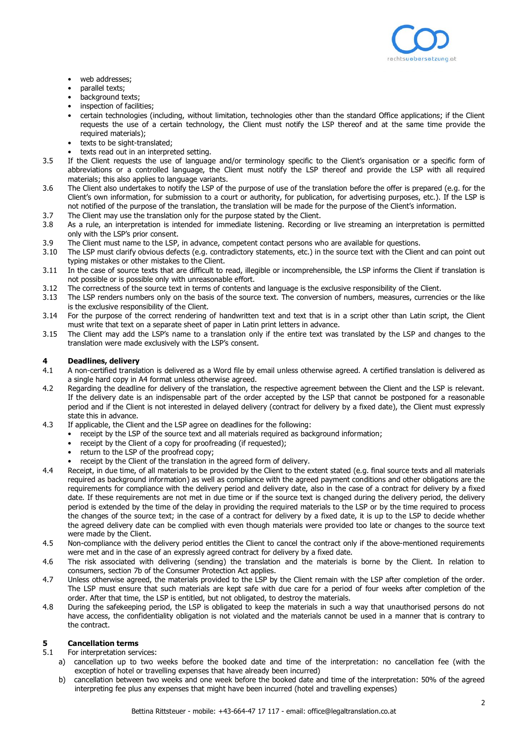- web addresses;
- parallel texts;
- background texts;
- inspection of facilities;
- certain technologies (including, without limitation, technologies other than the standard Office applications; if the Client requests the use of a certain technology, the Client must notify the LSP thereof and at the same time provide the required materials);
- texts to be sight-translated;
- texts read out in an interpreted setting.

3.5 If the Client requests the use of language and/or terminology specific to the Client's organisation or a specific form of abbreviations or a controlled language, the Client must notify the LSP thereof and provide the LSP with all required materials; this also applies to language variants.

3.6 The Client also undertakes to notify the LSP of the purpose of use of the translation before the offer is prepared (e.g. for the Client's own information, for submission to a court or authority, for publication, for advertising purposes, etc.). If the LSP is not notified of the purpose of the translation, the translation will be made for the purpose of the Client's information.

3.7 The Client may use the translation only for the purpose stated by the Client.

3.8 As a rule, an interpretation is intended for immediate listening. Recording or live streaming an interpretation is permitted only with the LSP's prior consent.

3.9 The Client must name to the LSP, in advance, competent contact persons who are available for questions.

3.10 The LSP must clarify obvious defects (e.g. contradictory statements, etc.) in the source text with the Client and can point out typing mistakes or other mistakes to the Client.

3.11 In the case of source texts that are difficult to read, illegible or incomprehensible, the LSP informs the Client if translation is not possible or is possible only with unreasonable effort.

3.12 The correctness of the source text in terms of contents and language is the exclusive responsibility of the Client.

3.13 The LSP renders numbers only on the basis of the source text. The conversion of numbers, measures, currencies or the like is the exclusive responsibility of the Client.

3.14 For the purpose of the correct rendering of handwritten text and text that is in a script other than Latin script, the Client must write that text on a separate sheet of paper in Latin print letters in advance.

3.15 The Client may add the LSP's name to a translation only if the entire text was translated by the LSP and changes to the translation were made exclusively with the LSP's consent.

## 4 Deadlines, delivery

4.1 A non-certified translation is delivered as a Word file by email unless otherwise agreed. A certified translation is delivered as a single hard copy in A4 format unless otherwise agreed.

4.2 Regarding the deadline for delivery of the translation, the respective agreement between the Client and the LSP is relevant. If the delivery date is an indispensable part of the order accepted by the LSP that cannot be postponed for a reasonable period and if the Client is not interested in delayed delivery (contract for delivery by a fixed date), the Client must expressly state this in advance.

4.3 If applicable, the Client and the LSP agree on deadlines for the following:

- receipt by the LSP of the source text and all materials required as background information;
- receipt by the Client of a copy for proofreading (if requested);
- return to the LSP of the proofread copy;
- receipt by the Client of the translation in the agreed form of delivery.

4.4 Receipt, in due time, of all materials to be provided by the Client to the extent stated (e.g. final source texts and all materials required as background information) as well as compliance with the agreed payment conditions and other obligations are the requirements for compliance with the delivery period and delivery date, also in the case of a contract for delivery by a fixed date. If these requirements are not met in due time or if the source text is changed during the delivery period, the delivery period is extended by the time of the delay in providing the required materials to the LSP or by the time required to process the changes of the source text; in the case of a contract for delivery by a fixed date, it is up to the LSP to decide whether the agreed delivery date can be complied with even though materials were provided too late or changes to the source text were made by the Client.

4.5 Non-compliance with the delivery period entitles the Client to cancel the contract only if the above-mentioned requirements were met and in the case of an expressly agreed contract for delivery by a fixed date.

4.6 The risk associated with delivering (sending) the translation and the materials is borne by the Client. In relation to consumers, section 7b of the Consumer Protection Act applies.

4.7 Unless otherwise agreed, the materials provided to the LSP by the Client remain with the LSP after completion of the order. The LSP must ensure that such materials are kept safe with due care for a period of four weeks after completion of the order. After that time, the LSP is entitled, but not obligated, to destroy the materials.

4.8 During the safekeeping period, the LSP is obligated to keep the materials in such a way that unauthorised persons do not have access, the confidentiality obligation is not violated and the materials cannot be used in a manner that is contrary to the contract.

## 5 Cancellation terms

5.1 For interpretation services:

a) cancellation up to two weeks before the booked date and time of the interpretation: no cancellation fee (with the exception of hotel or travelling expenses that have already been incurred)

b) cancellation between two weeks and one week before the booked date and time of the interpretation: 50% of the agreed interpreting fee plus any expenses that might have been incurred (hotel and travelling expenses)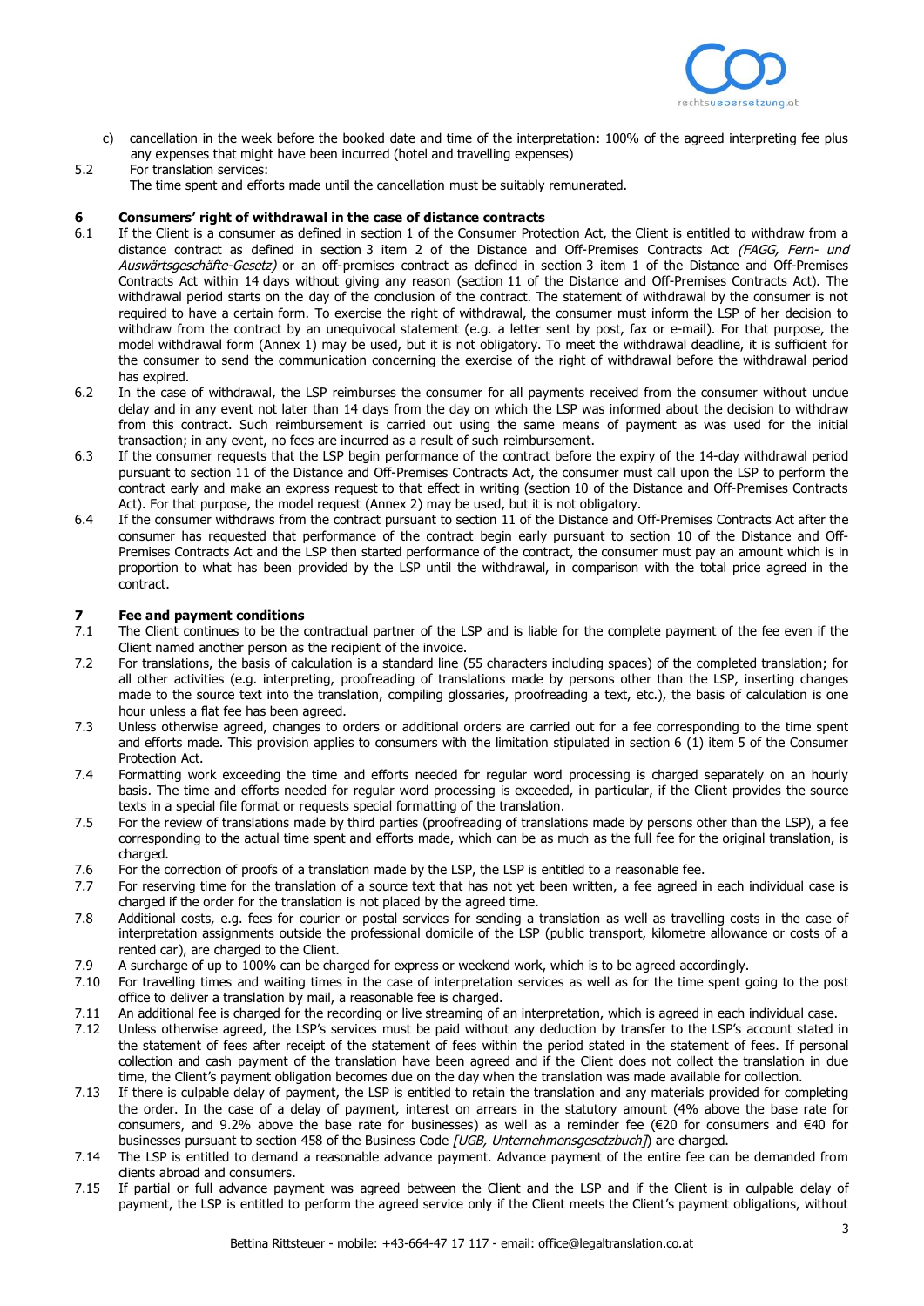c) cancellation in the week before the booked date and time of the interpretation: 100% of the agreed interpreting fee plus any expenses that might have been incurred (hotel and travelling expenses)

5.2 For translation services:
The time spent and efforts made until the cancellation must be suitably remunerated.

## 6 Consumers' right of withdrawal in the case of distance contracts

6.1 If the Client is a consumer as defined in section 1 of the Consumer Protection Act, the Client is entitled to withdraw from a distance contract as defined in section 3 item 2 of the Distance and Off-Premises Contracts Act *(FAGG, Fern- und Auswärtsgeschäfte-Gesetz)* or an off-premises contract as defined in section 3 item 1 of the Distance and Off-Premises Contracts Act within 14 days without giving any reason (section 11 of the Distance and Off-Premises Contracts Act). The withdrawal period starts on the day of the conclusion of the contract. The statement of withdrawal by the consumer is not required to have a certain form. To exercise the right of withdrawal, the consumer must inform the LSP of her decision to withdraw from the contract by an unequivocal statement (e.g. a letter sent by post, fax or e-mail). For that purpose, the model withdrawal form (Annex 1) may be used, but it is not obligatory. To meet the withdrawal deadline, it is sufficient for the consumer to send the communication concerning the exercise of the right of withdrawal before the withdrawal period has expired.

6.2 In the case of withdrawal, the LSP reimburses the consumer for all payments received from the consumer without undue delay and in any event not later than 14 days from the day on which the LSP was informed about the decision to withdraw from this contract. Such reimbursement is carried out using the same means of payment as was used for the initial transaction; in any event, no fees are incurred as a result of such reimbursement.

6.3 If the consumer requests that the LSP begin performance of the contract before the expiry of the 14-day withdrawal period pursuant to section 11 of the Distance and Off-Premises Contracts Act, the consumer must call upon the LSP to perform the contract early and make an express request to that effect in writing (section 10 of the Distance and Off-Premises Contracts Act). For that purpose, the model request (Annex 2) may be used, but it is not obligatory.

6.4 If the consumer withdraws from the contract pursuant to section 11 of the Distance and Off-Premises Contracts Act after the consumer has requested that performance of the contract begin early pursuant to section 10 of the Distance and Off-Premises Contracts Act and the LSP then started performance of the contract, the consumer must pay an amount which is in proportion to what has been provided by the LSP until the withdrawal, in comparison with the total price agreed in the contract.

## 7 Fee and payment conditions

7.1 The Client continues to be the contractual partner of the LSP and is liable for the complete payment of the fee even if the Client named another person as the recipient of the invoice.

7.2 For translations, the basis of calculation is a standard line (55 characters including spaces) of the completed translation; for all other activities (e.g. interpreting, proofreading of translations made by persons other than the LSP, inserting changes made to the source text into the translation, compiling glossaries, proofreading a text, etc.), the basis of calculation is one hour unless a flat fee has been agreed.

7.3 Unless otherwise agreed, changes to orders or additional orders are carried out for a fee corresponding to the time spent and efforts made. This provision applies to consumers with the limitation stipulated in section 6 (1) item 5 of the Consumer Protection Act.

7.4 Formatting work exceeding the time and efforts needed for regular word processing is charged separately on an hourly basis. The time and efforts needed for regular word processing is exceeded, in particular, if the Client provides the source texts in a special file format or requests special formatting of the translation.

7.5 For the review of translations made by third parties (proofreading of translations made by persons other than the LSP), a fee corresponding to the actual time spent and efforts made, which can be as much as the full fee for the original translation, is charged.

7.6 For the correction of proofs of a translation made by the LSP, the LSP is entitled to a reasonable fee.

7.7 For reserving time for the translation of a source text that has not yet been written, a fee agreed in each individual case is charged if the order for the translation is not placed by the agreed time.

7.8 Additional costs, e.g. fees for courier or postal services for sending a translation as well as travelling costs in the case of interpretation assignments outside the professional domicile of the LSP (public transport, kilometre allowance or costs of a rented car), are charged to the Client.

7.9 A surcharge of up to 100% can be charged for express or weekend work, which is to be agreed accordingly.

7.10 For travelling times and waiting times in the case of interpretation services as well as for the time spent going to the post office to deliver a translation by mail, a reasonable fee is charged.

7.11 An additional fee is charged for the recording or live streaming of an interpretation, which is agreed in each individual case.

7.12 Unless otherwise agreed, the LSP's services must be paid without any deduction by transfer to the LSP's account stated in the statement of fees after receipt of the statement of fees within the period stated in the statement of fees. If personal collection and cash payment of the translation have been agreed and if the Client does not collect the translation in due time, the Client's payment obligation becomes due on the day when the translation was made available for collection.

7.13 If there is culpable delay of payment, the LSP is entitled to retain the translation and any materials provided for completing the order. In the case of a delay of payment, interest on arrears in the statutory amount (4% above the base rate for consumers, and 9.2% above the base rate for businesses) as well as a reminder fee (€20 for consumers and €40 for businesses pursuant to section 458 of the Business Code *[UGB, Unternehmensgesetzbuch]*) are charged.

7.14 The LSP is entitled to demand a reasonable advance payment. Advance payment of the entire fee can be demanded from clients abroad and consumers.

7.15 If partial or full advance payment was agreed between the Client and the LSP and if the Client is in culpable delay of payment, the LSP is entitled to perform the agreed service only if the Client meets the Client's payment obligations, without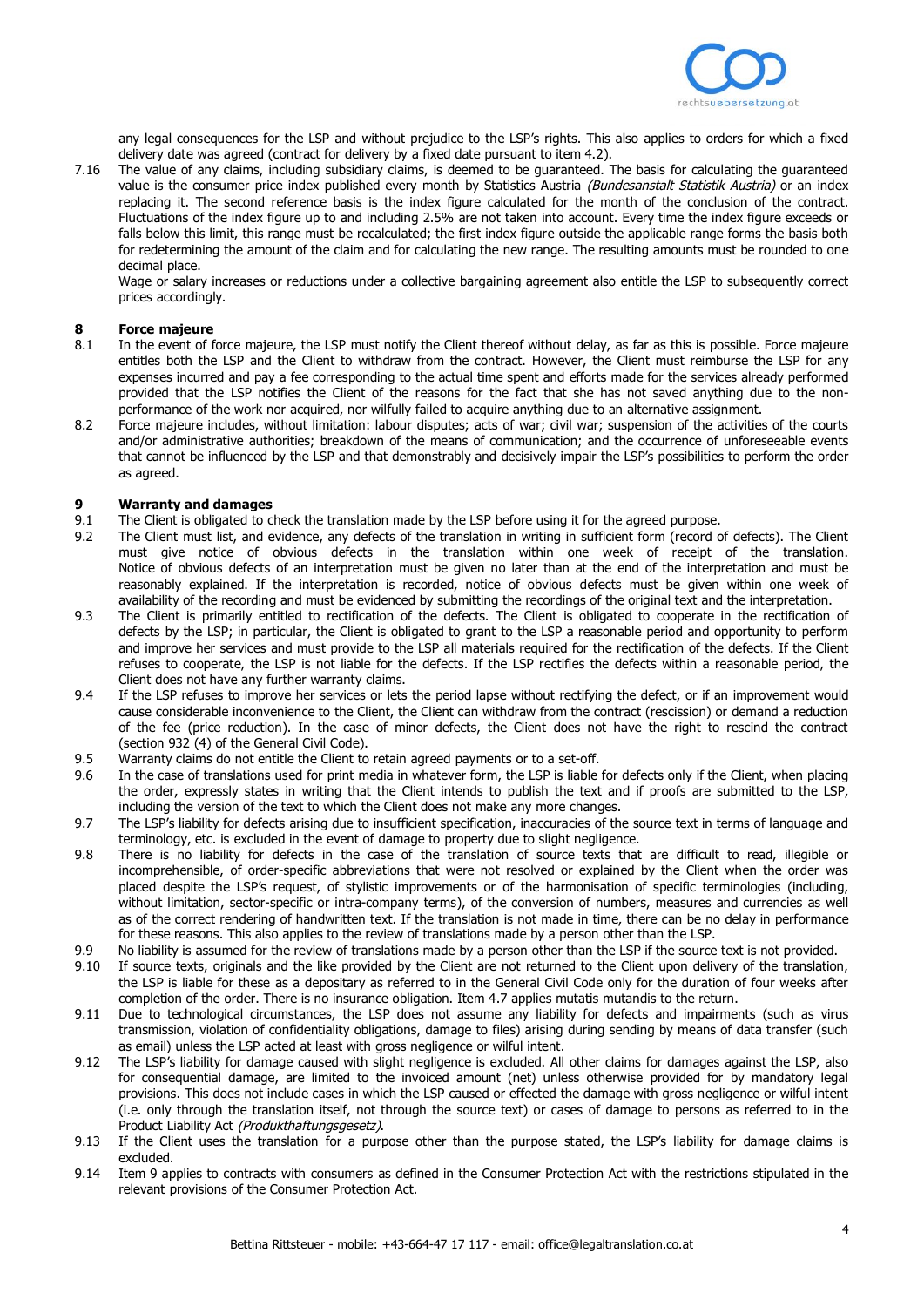any legal consequences for the LSP and without prejudice to the LSP's rights. This also applies to orders for which a fixed delivery date was agreed (contract for delivery by a fixed date pursuant to item 4.2).

7.16 The value of any claims, including subsidiary claims, is deemed to be guaranteed. The basis for calculating the guaranteed value is the consumer price index published every month by Statistics Austria *(Bundesanstalt Statistik Austria)* or an index replacing it. The second reference basis is the index figure calculated for the month of the conclusion of the contract. Fluctuations of the index figure up to and including 2.5% are not taken into account. Every time the index figure exceeds or falls below this limit, this range must be recalculated; the first index figure outside the applicable range forms the basis both for redetermining the amount of the claim and for calculating the new range. The resulting amounts must be rounded to one decimal place.

Wage or salary increases or reductions under a collective bargaining agreement also entitle the LSP to subsequently correct prices accordingly.

## 8 Force majeure

8.1 In the event of force majeure, the LSP must notify the Client thereof without delay, as far as this is possible. Force majeure entitles both the LSP and the Client to withdraw from the contract. However, the Client must reimburse the LSP for any expenses incurred and pay a fee corresponding to the actual time spent and efforts made for the services already performed provided that the LSP notifies the Client of the reasons for the fact that she has not saved anything due to the non-performance of the work nor acquired, nor wilfully failed to acquire anything due to an alternative assignment.

8.2 Force majeure includes, without limitation: labour disputes; acts of war; civil war; suspension of the activities of the courts and/or administrative authorities; breakdown of the means of communication; and the occurrence of unforeseeable events that cannot be influenced by the LSP and that demonstrably and decisively impair the LSP's possibilities to perform the order as agreed.

## 9 Warranty and damages

9.1 The Client is obligated to check the translation made by the LSP before using it for the agreed purpose.

9.2 The Client must list, and evidence, any defects of the translation in writing in sufficient form (record of defects). The Client must give notice of obvious defects in the translation within one week of receipt of the translation. Notice of obvious defects of an interpretation must be given no later than at the end of the interpretation and must be reasonably explained. If the interpretation is recorded, notice of obvious defects must be given within one week of availability of the recording and must be evidenced by submitting the recordings of the original text and the interpretation.

9.3 The Client is primarily entitled to rectification of the defects. The Client is obligated to cooperate in the rectification of defects by the LSP; in particular, the Client is obligated to grant to the LSP a reasonable period and opportunity to perform and improve her services and must provide to the LSP all materials required for the rectification of the defects. If the Client refuses to cooperate, the LSP is not liable for the defects. If the LSP rectifies the defects within a reasonable period, the Client does not have any further warranty claims.

9.4 If the LSP refuses to improve her services or lets the period lapse without rectifying the defect, or if an improvement would cause considerable inconvenience to the Client, the Client can withdraw from the contract (rescission) or demand a reduction of the fee (price reduction). In the case of minor defects, the Client does not have the right to rescind the contract (section 932 (4) of the General Civil Code).

9.5 Warranty claims do not entitle the Client to retain agreed payments or to a set-off.

9.6 In the case of translations used for print media in whatever form, the LSP is liable for defects only if the Client, when placing the order, expressly states in writing that the Client intends to publish the text and if proofs are submitted to the LSP, including the version of the text to which the Client does not make any more changes.

9.7 The LSP's liability for defects arising due to insufficient specification, inaccuracies of the source text in terms of language and terminology, etc. is excluded in the event of damage to property due to slight negligence.

9.8 There is no liability for defects in the case of the translation of source texts that are difficult to read, illegible or incomprehensible, of order-specific abbreviations that were not resolved or explained by the Client when the order was placed despite the LSP's request, of stylistic improvements or of the harmonisation of specific terminologies (including, without limitation, sector-specific or intra-company terms), of the conversion of numbers, measures and currencies as well as of the correct rendering of handwritten text. If the translation is not made in time, there can be no delay in performance for these reasons. This also applies to the review of translations made by a person other than the LSP.

9.9 No liability is assumed for the review of translations made by a person other than the LSP if the source text is not provided.

9.10 If source texts, originals and the like provided by the Client are not returned to the Client upon delivery of the translation, the LSP is liable for these as a depositary as referred to in the General Civil Code only for the duration of four weeks after completion of the order. There is no insurance obligation. Item 4.7 applies mutatis mutandis to the return.

9.11 Due to technological circumstances, the LSP does not assume any liability for defects and impairments (such as virus transmission, violation of confidentiality obligations, damage to files) arising during sending by means of data transfer (such as email) unless the LSP acted at least with gross negligence or wilful intent.

9.12 The LSP's liability for damage caused with slight negligence is excluded. All other claims for damages against the LSP, also for consequential damage, are limited to the invoiced amount (net) unless otherwise provided for by mandatory legal provisions. This does not include cases in which the LSP caused or effected the damage with gross negligence or wilful intent (i.e. only through the translation itself, not through the source text) or cases of damage to persons as referred to in the Product Liability Act *(Produkthaftungsgesetz)*.

9.13 If the Client uses the translation for a purpose other than the purpose stated, the LSP's liability for damage claims is excluded.

9.14 Item 9 applies to contracts with consumers as defined in the Consumer Protection Act with the restrictions stipulated in the relevant provisions of the Consumer Protection Act.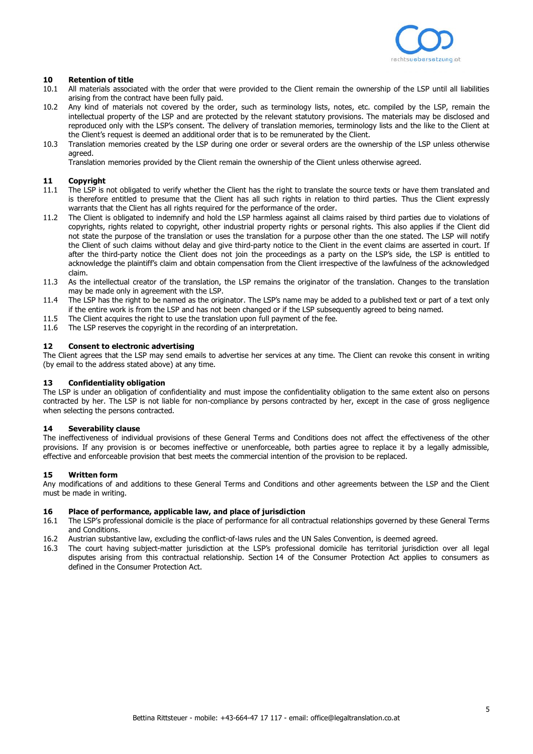## 10 Retention of title

10.1 All materials associated with the order that were provided to the Client remain the ownership of the LSP until all liabilities arising from the contract have been fully paid.

10.2 Any kind of materials not covered by the order, such as terminology lists, notes, etc. compiled by the LSP, remain the intellectual property of the LSP and are protected by the relevant statutory provisions. The materials may be disclosed and reproduced only with the LSP's consent. The delivery of translation memories, terminology lists and the like to the Client at the Client's request is deemed an additional order that is to be remunerated by the Client.

10.3 Translation memories created by the LSP during one order or several orders are the ownership of the LSP unless otherwise agreed.
Translation memories provided by the Client remain the ownership of the Client unless otherwise agreed.

## 11 Copyright

11.1 The LSP is not obligated to verify whether the Client has the right to translate the source texts or have them translated and is therefore entitled to presume that the Client has all such rights in relation to third parties. Thus the Client expressly warrants that the Client has all rights required for the performance of the order.

11.2 The Client is obligated to indemnify and hold the LSP harmless against all claims raised by third parties due to violations of copyrights, rights related to copyright, other industrial property rights or personal rights. This also applies if the Client did not state the purpose of the translation or uses the translation for a purpose other than the one stated. The LSP will notify the Client of such claims without delay and give third-party notice to the Client in the event claims are asserted in court. If after the third-party notice the Client does not join the proceedings as a party on the LSP's side, the LSP is entitled to acknowledge the plaintiff's claim and obtain compensation from the Client irrespective of the lawfulness of the acknowledged claim.

11.3 As the intellectual creator of the translation, the LSP remains the originator of the translation. Changes to the translation may be made only in agreement with the LSP.

11.4 The LSP has the right to be named as the originator. The LSP's name may be added to a published text or part of a text only if the entire work is from the LSP and has not been changed or if the LSP subsequently agreed to being named.

11.5 The Client acquires the right to use the translation upon full payment of the fee.

11.6 The LSP reserves the copyright in the recording of an interpretation.

## 12 Consent to electronic advertising

The Client agrees that the LSP may send emails to advertise her services at any time. The Client can revoke this consent in writing (by email to the address stated above) at any time.

## 13 Confidentiality obligation

The LSP is under an obligation of confidentiality and must impose the confidentiality obligation to the same extent also on persons contracted by her. The LSP is not liable for non-compliance by persons contracted by her, except in the case of gross negligence when selecting the persons contracted.

## 14 Severability clause

The ineffectiveness of individual provisions of these General Terms and Conditions does not affect the effectiveness of the other provisions. If any provision is or becomes ineffective or unenforceable, both parties agree to replace it by a legally admissible, effective and enforceable provision that best meets the commercial intention of the provision to be replaced.

## 15 Written form

Any modifications of and additions to these General Terms and Conditions and other agreements between the LSP and the Client must be made in writing.

## 16 Place of performance, applicable law, and place of jurisdiction

16.1 The LSP's professional domicile is the place of performance for all contractual relationships governed by these General Terms and Conditions.

16.2 Austrian substantive law, excluding the conflict-of-laws rules and the UN Sales Convention, is deemed agreed.

16.3 The court having subject-matter jurisdiction at the LSP's professional domicile has territorial jurisdiction over all legal disputes arising from this contractual relationship. Section 14 of the Consumer Protection Act applies to consumers as defined in the Consumer Protection Act.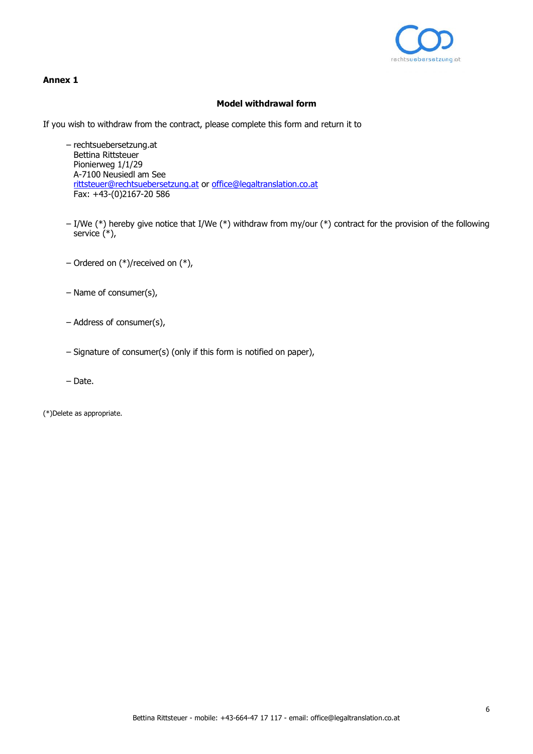**Annex 1**

**Model withdrawal form**

If you wish to withdraw from the contract, please complete this form and return it to

- rechtsuebersetzung.at
  Bettina Rittsteuer
  Pionierweg 1/1/29
  A-7100 Neusiedl am See
  rittsteuer@rechtsuebersetzung.at or office@legaltranslation.co.at
  Fax: +43-(0)2167-20 586

- I/We (*) hereby give notice that I/We (*) withdraw from my/our (*) contract for the provision of the following service (*),

- Ordered on (*)/received on (*),

- Name of consumer(s),

- Address of consumer(s),

- Signature of consumer(s) (only if this form is notified on paper),

- Date.

(*)Delete as appropriate.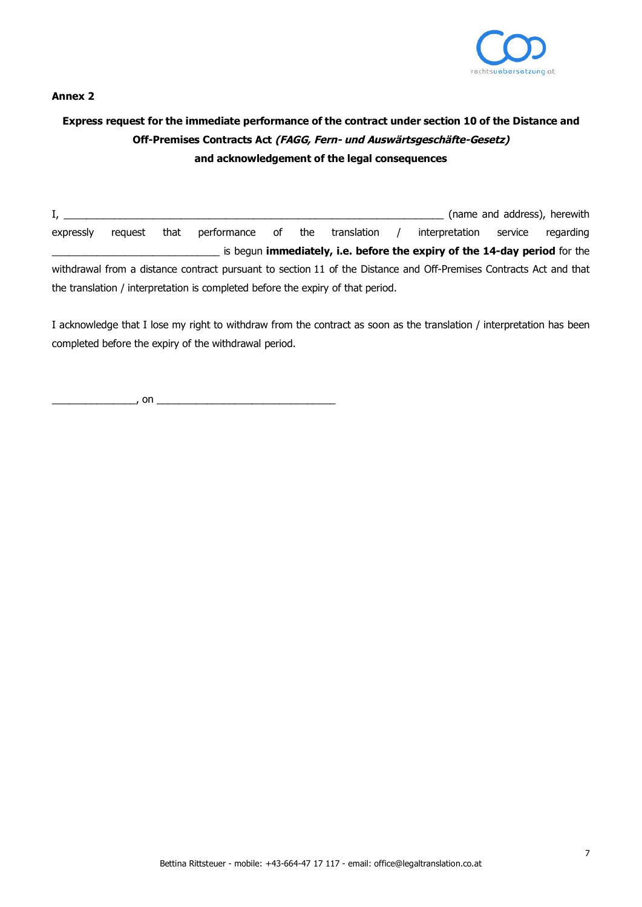**Annex 2**

**Express request for the immediate performance of the contract under section 10 of the Distance and Off-Premises Contracts Act *(FAGG, Fern- und Auswärtsgeschäfte-Gesetz)* and acknowledgement of the legal consequences**

I, \_\_\_\_\_\_\_\_\_\_\_\_\_\_\_\_\_\_\_\_\_\_\_\_\_\_\_\_\_\_\_\_\_\_\_\_\_\_\_\_\_\_\_\_\_\_\_\_\_\_\_\_\_\_\_\_\_\_\_\_\_\_\_\_ (name and address), herewith expressly request that performance of the translation / interpretation service regarding \_\_\_\_\_\_\_\_\_\_\_\_\_\_\_\_\_\_\_\_\_\_\_\_\_\_\_\_\_\_ is begun **immediately, i.e. before the expiry of the 14-day period** for the withdrawal from a distance contract pursuant to section 11 of the Distance and Off-Premises Contracts Act and that the translation / interpretation is completed before the expiry of that period.

I acknowledge that I lose my right to withdraw from the contract as soon as the translation / interpretation has been completed before the expiry of the withdrawal period.

\_\_\_\_\_\_\_\_\_\_\_\_\_\_\_, on \_\_\_\_\_\_\_\_\_\_\_\_\_\_\_\_\_\_\_\_\_\_\_\_\_\_\_\_\_\_\_\_

Bettina Rittsteuer - mobile: +43-664-47 17 117 - email: office@legaltranslation.co.at